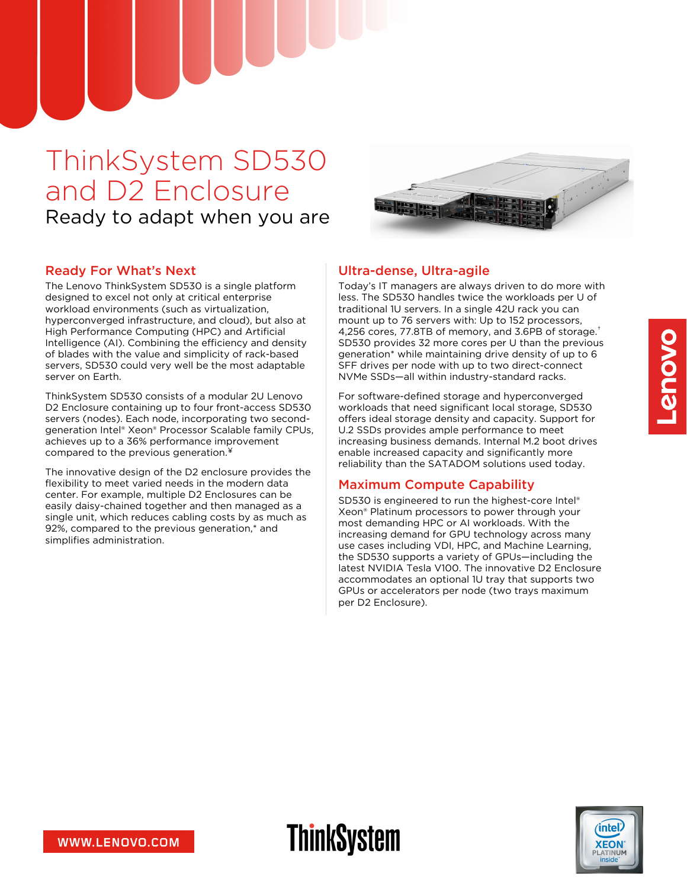# ThinkSystem SD530 and D2 Enclosure

Ready to adapt when you are

## Ready For What's Next

The Lenovo ThinkSystem SD530 is a single platform designed to excel not only at critical enterprise workload environments (such as virtualization, hyperconverged infrastructure, and cloud), but also at High Performance Computing (HPC) and Artificial Intelligence (AI). Combining the efficiency and density of blades with the value and simplicity of rack-based servers, SD530 could very well be the most adaptable server on Earth.

ThinkSystem SD530 consists of a modular 2U Lenovo D2 Enclosure containing up to four front-access SD530 servers (nodes). Each node, incorporating two second-generation Intel® Xeon® Processor Scalable family CPUs, achieves up to a 36% performance improvement compared to the previous generation.¥

The innovative design of the D2 enclosure provides the flexibility to meet varied needs in the modern data center. For example, multiple D2 Enclosures can be easily daisy-chained together and then managed as a single unit, which reduces cabling costs by as much as 92%, compared to the previous generation,* and simplifies administration.

## Ultra-dense, Ultra-agile

Today's IT managers are always driven to do more with less. The SD530 handles twice the workloads per U of traditional 1U servers. In a single 42U rack you can mount up to 76 servers with: Up to 152 processors, 4,256 cores, 77.8TB of memory, and 3.6PB of storage.† SD530 provides 32 more cores per U than the previous generation* while maintaining drive density of up to 6 SFF drives per node with up to two direct-connect NVMe SSDs—all within industry-standard racks.

For software-defined storage and hyperconverged workloads that need significant local storage, SD530 offers ideal storage density and capacity. Support for U.2 SSDs provides ample performance to meet increasing business demands. Internal M.2 boot drives enable increased capacity and significantly more reliability than the SATADOM solutions used today.

## Maximum Compute Capability

SD530 is engineered to run the highest-core Intel® Xeon® Platinum processors to power through your most demanding HPC or AI workloads. With the increasing demand for GPU technology across many use cases including VDI, HPC, and Machine Learning, the SD530 supports a variety of GPUs—including the latest NVIDIA Tesla V100. The innovative D2 Enclosure accommodates an optional 1U tray that supports two GPUs or accelerators per node (two trays maximum per D2 Enclosure).

WWW.LENOVO.COM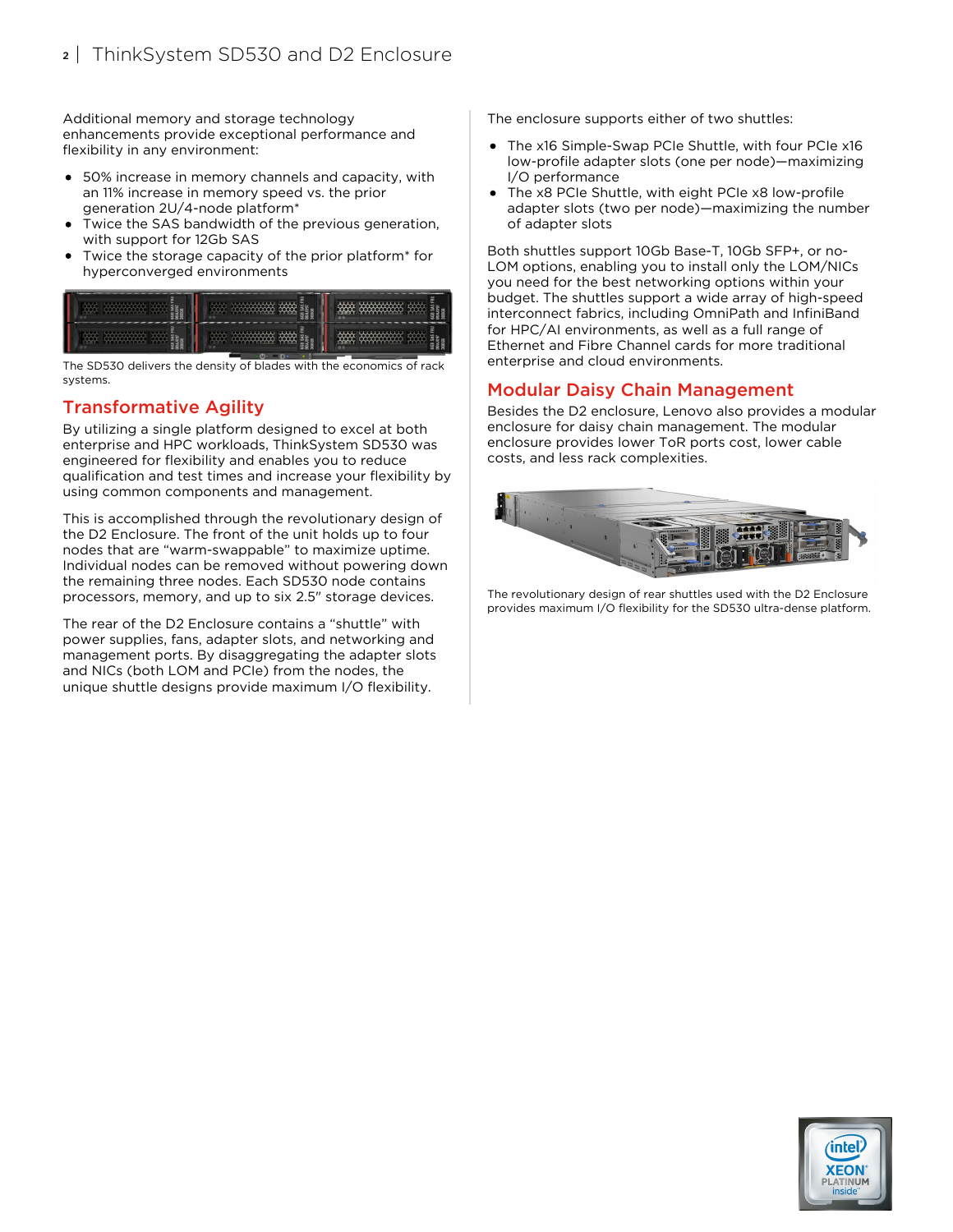Additional memory and storage technology enhancements provide exceptional performance and flexibility in any environment:

- 50% increase in memory channels and capacity, with an 11% increase in memory speed vs. the prior generation 2U/4-node platform*
- Twice the SAS bandwidth of the previous generation, with support for 12Gb SAS
- Twice the storage capacity of the prior platform* for hyperconverged environments

The SD530 delivers the density of blades with the economics of rack systems.

## Transformative Agility

By utilizing a single platform designed to excel at both enterprise and HPC workloads, ThinkSystem SD530 was engineered for flexibility and enables you to reduce qualification and test times and increase your flexibility by using common components and management.

This is accomplished through the revolutionary design of the D2 Enclosure. The front of the unit holds up to four nodes that are "warm-swappable" to maximize uptime. Individual nodes can be removed without powering down the remaining three nodes. Each SD530 node contains processors, memory, and up to six 2.5" storage devices.

The rear of the D2 Enclosure contains a "shuttle" with power supplies, fans, adapter slots, and networking and management ports. By disaggregating the adapter slots and NICs (both LOM and PCIe) from the nodes, the unique shuttle designs provide maximum I/O flexibility.

The enclosure supports either of two shuttles:

- The x16 Simple-Swap PCIe Shuttle, with four PCIe x16 low-profile adapter slots (one per node)—maximizing I/O performance
- The x8 PCIe Shuttle, with eight PCIe x8 low-profile adapter slots (two per node)—maximizing the number of adapter slots

Both shuttles support 10Gb Base-T, 10Gb SFP+, or no-LOM options, enabling you to install only the LOM/NICs you need for the best networking options within your budget. The shuttles support a wide array of high-speed interconnect fabrics, including OmniPath and InfiniBand for HPC/AI environments, as well as a full range of Ethernet and Fibre Channel cards for more traditional enterprise and cloud environments.

## Modular Daisy Chain Management

Besides the D2 enclosure, Lenovo also provides a modular enclosure for daisy chain management. The modular enclosure provides lower ToR ports cost, lower cable costs, and less rack complexities.

The revolutionary design of rear shuttles used with the D2 Enclosure provides maximum I/O flexibility for the SD530 ultra-dense platform.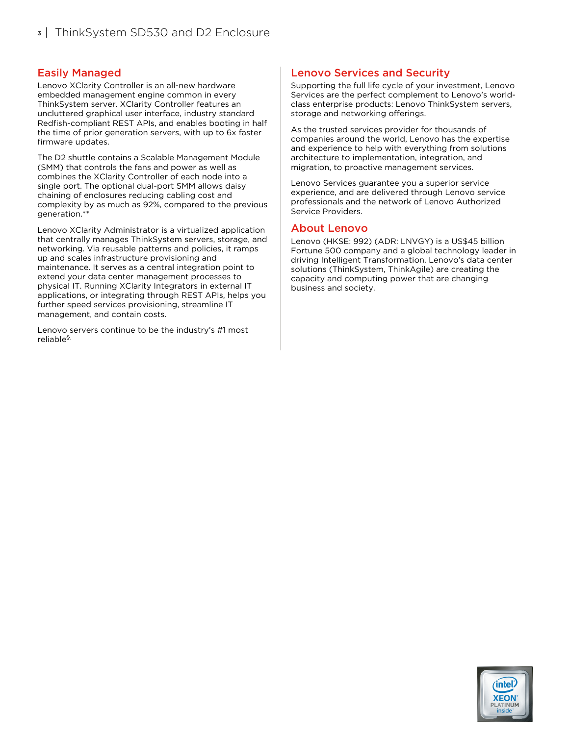## Easily Managed

Lenovo XClarity Controller is an all-new hardware embedded management engine common in every ThinkSystem server. XClarity Controller features an uncluttered graphical user interface, industry standard Redfish-compliant REST APIs, and enables booting in half the time of prior generation servers, with up to 6x faster firmware updates.

The D2 shuttle contains a Scalable Management Module (SMM) that controls the fans and power as well as combines the XClarity Controller of each node into a single port. The optional dual-port SMM allows daisy chaining of enclosures reducing cabling cost and complexity by as much as 92%, compared to the previous generation.**

Lenovo XClarity Administrator is a virtualized application that centrally manages ThinkSystem servers, storage, and networking. Via reusable patterns and policies, it ramps up and scales infrastructure provisioning and maintenance. It serves as a central integration point to extend your data center management processes to physical IT. Running XClarity Integrators in external IT applications, or integrating through REST APIs, helps you further speed services provisioning, streamline IT management, and contain costs.

Lenovo servers continue to be the industry's #1 most reliable[§].

## Lenovo Services and Security

Supporting the full life cycle of your investment, Lenovo Services are the perfect complement to Lenovo's world-class enterprise products: Lenovo ThinkSystem servers, storage and networking offerings.

As the trusted services provider for thousands of companies around the world, Lenovo has the expertise and experience to help with everything from solutions architecture to implementation, integration, and migration, to proactive management services.

Lenovo Services guarantee you a superior service experience, and are delivered through Lenovo service professionals and the network of Lenovo Authorized Service Providers.

## About Lenovo

Lenovo (HKSE: 992) (ADR: LNVGY) is a US$45 billion Fortune 500 company and a global technology leader in driving Intelligent Transformation. Lenovo's data center solutions (ThinkSystem, ThinkAgile) are creating the capacity and computing power that are changing business and society.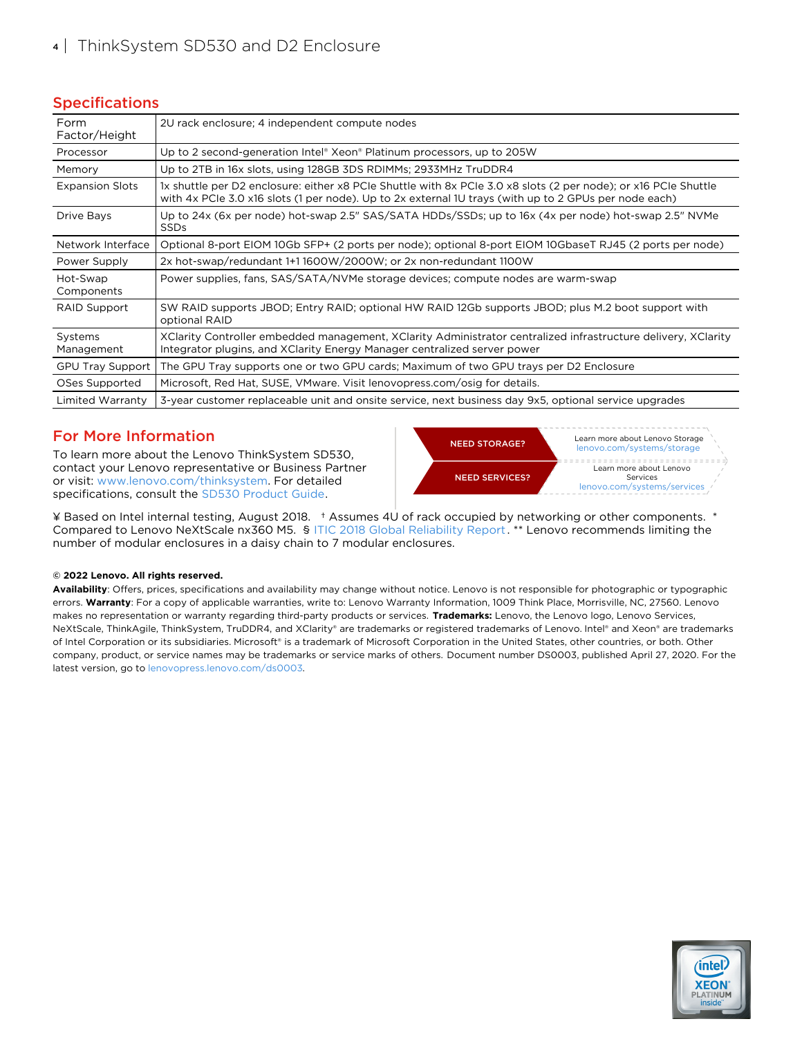## Specifications

| | |
|---|---|
| Form Factor/Height | 2U rack enclosure; 4 independent compute nodes |
| Processor | Up to 2 second-generation Intel® Xeon® Platinum processors, up to 205W |
| Memory | Up to 2TB in 16x slots, using 128GB 3DS RDIMMs; 2933MHz TruDDR4 |
| Expansion Slots | 1x shuttle per D2 enclosure: either x8 PCIe Shuttle with 8x PCIe 3.0 x8 slots (2 per node); or x16 PCIe Shuttle with 4x PCIe 3.0 x16 slots (1 per node). Up to 2x external 1U trays (with up to 2 GPUs per node each) |
| Drive Bays | Up to 24x (6x per node) hot-swap 2.5" SAS/SATA HDDs/SSDs; up to 16x (4x per node) hot-swap 2.5" NVMe SSDs |
| Network Interface | Optional 8-port EIOM 10Gb SFP+ (2 ports per node); optional 8-port EIOM 10GbaseT RJ45 (2 ports per node) |
| Power Supply | 2x hot-swap/redundant 1+1 1600W/2000W; or 2x non-redundant 1100W |
| Hot-Swap Components | Power supplies, fans, SAS/SATA/NVMe storage devices; compute nodes are warm-swap |
| RAID Support | SW RAID supports JBOD; Entry RAID; optional HW RAID 12Gb supports JBOD; plus M.2 boot support with optional RAID |
| Systems Management | XClarity Controller embedded management, XClarity Administrator centralized infrastructure delivery, XClarity Integrator plugins, and XClarity Energy Manager centralized server power |
| GPU Tray Support | The GPU Tray supports one or two GPU cards; Maximum of two GPU trays per D2 Enclosure |
| OSes Supported | Microsoft, Red Hat, SUSE, VMware. Visit lenovopress.com/osig for details. |
| Limited Warranty | 3-year customer replaceable unit and onsite service, next business day 9x5, optional service upgrades |

## For More Information

To learn more about the Lenovo ThinkSystem SD530, contact your Lenovo representative or Business Partner or visit: www.lenovo.com/thinksystem. For detailed specifications, consult the SD530 Product Guide.

**NEED STORAGE?** Learn more about Lenovo Storage lenovo.com/systems/storage

**NEED SERVICES?** Learn more about Lenovo Services lenovo.com/systems/services

¥ Based on Intel internal testing, August 2018. † Assumes 4U of rack occupied by networking or other components. * Compared to Lenovo NeXtScale nx360 M5. § ITIC 2018 Global Reliability Report. ** Lenovo recommends limiting the number of modular enclosures in a daisy chain to 7 modular enclosures.

**© 2022 Lenovo. All rights reserved.**

**Availability**: Offers, prices, specifications and availability may change without notice. Lenovo is not responsible for photographic or typographic errors. **Warranty**: For a copy of applicable warranties, write to: Lenovo Warranty Information, 1009 Think Place, Morrisville, NC, 27560. Lenovo makes no representation or warranty regarding third-party products or services. **Trademarks:** Lenovo, the Lenovo logo, Lenovo Services, NeXtScale, ThinkAgile, ThinkSystem, TruDDR4, and XClarity® are trademarks or registered trademarks of Lenovo. Intel® and Xeon® are trademarks of Intel Corporation or its subsidiaries. Microsoft® is a trademark of Microsoft Corporation in the United States, other countries, or both. Other company, product, or service names may be trademarks or service marks of others. Document number DS0003, published April 27, 2020. For the latest version, go to lenovopress.lenovo.com/ds0003.